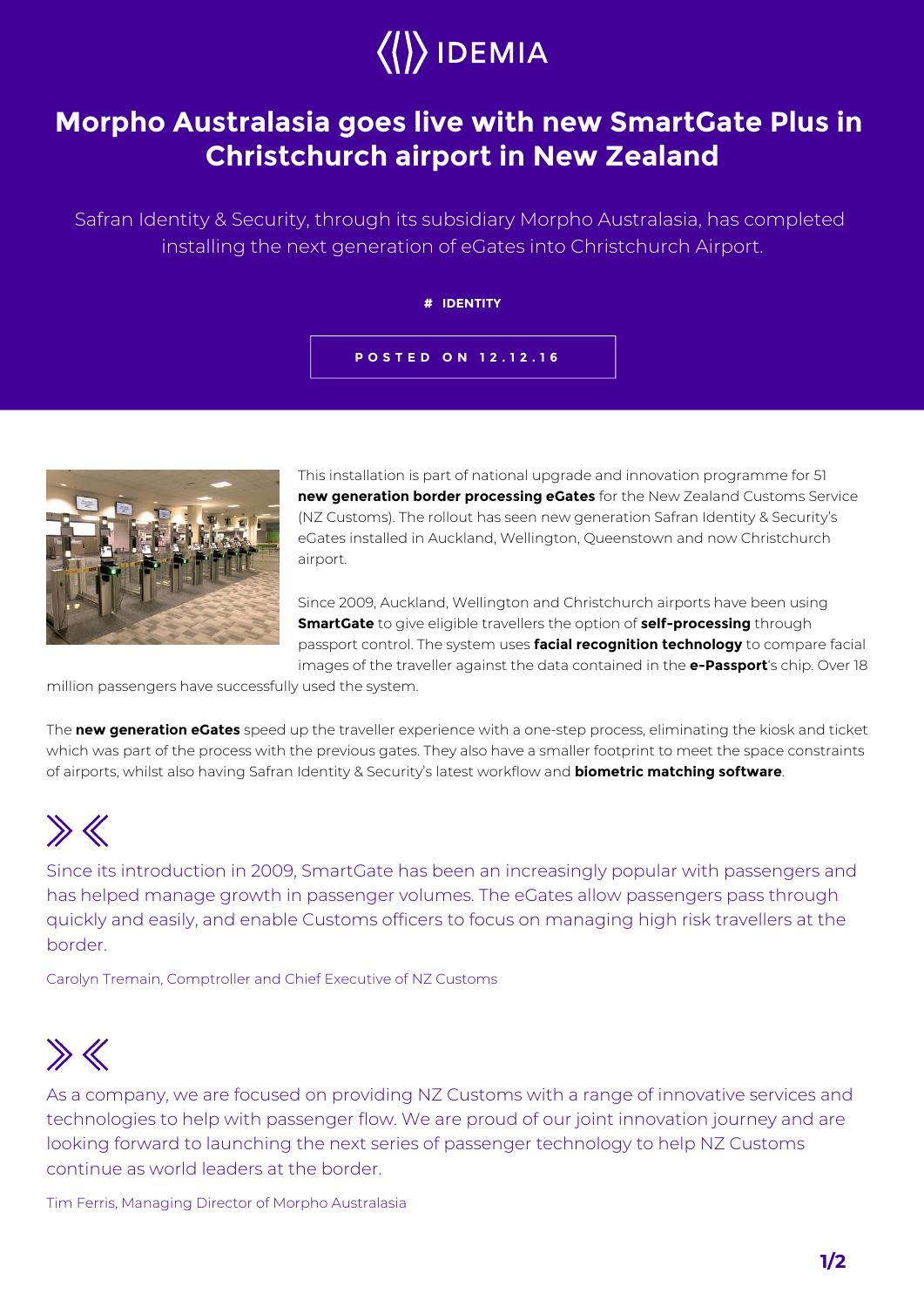IDEMIA

# Morpho Australasia goes live with new SmartGate Plus in Christchurch airport in New Zealand

Safran Identity & Security, through its subsidiary Morpho Australasia, has completed installing the next generation of eGates into Christchurch Airport.

# IDENTITY

POSTED ON 12.12.16

This installation is part of national upgrade and innovation programme for 51 **new generation border processing eGates** for the New Zealand Customs Service (NZ Customs). The rollout has seen new generation Safran Identity & Security's eGates installed in Auckland, Wellington, Queenstown and now Christchurch airport.

Since 2009, Auckland, Wellington and Christchurch airports have been using **SmartGate** to give eligible travellers the option of **self-processing** through passport control. The system uses **facial recognition technology** to compare facial images of the traveller against the data contained in the **e-Passport**'s chip. Over 18 million passengers have successfully used the system.

The **new generation eGates** speed up the traveller experience with a one-step process, eliminating the kiosk and ticket which was part of the process with the previous gates. They also have a smaller footprint to meet the space constraints of airports, whilst also having Safran Identity & Security's latest workflow and **biometric matching software**.

> Since its introduction in 2009, SmartGate has been an increasingly popular with passengers and has helped manage growth in passenger volumes. The eGates allow passengers pass through quickly and easily, and enable Customs officers to focus on managing high risk travellers at the border.
>
> Carolyn Tremain, Comptroller and Chief Executive of NZ Customs

> As a company, we are focused on providing NZ Customs with a range of innovative services and technologies to help with passenger flow. We are proud of our joint innovation journey and are looking forward to launching the next series of passenger technology to help NZ Customs continue as world leaders at the border.
>
> Tim Ferris, Managing Director of Morpho Australasia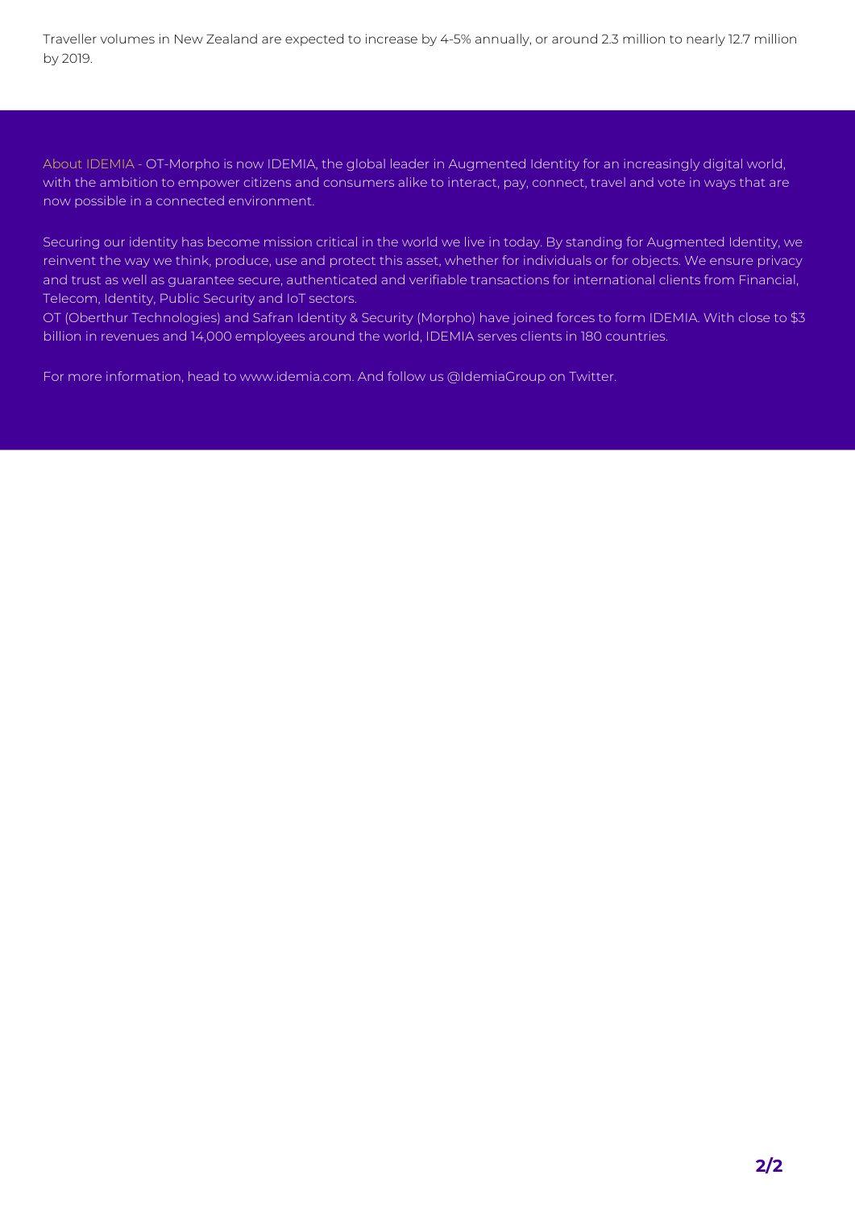Traveller volumes in New Zealand are expected to increase by 4-5% annually, or around 2.3 million to nearly 12.7 million by 2019.

About IDEMIA - OT-Morpho is now IDEMIA, the global leader in Augmented Identity for an increasingly digital world, with the ambition to empower citizens and consumers alike to interact, pay, connect, travel and vote in ways that are now possible in a connected environment.

Securing our identity has become mission critical in the world we live in today. By standing for Augmented Identity, we reinvent the way we think, produce, use and protect this asset, whether for individuals or for objects. We ensure privacy and trust as well as guarantee secure, authenticated and verifiable transactions for international clients from Financial, Telecom, Identity, Public Security and IoT sectors.
OT (Oberthur Technologies) and Safran Identity & Security (Morpho) have joined forces to form IDEMIA. With close to $3 billion in revenues and 14,000 employees around the world, IDEMIA serves clients in 180 countries.

For more information, head to www.idemia.com. And follow us @IdemiaGroup on Twitter.